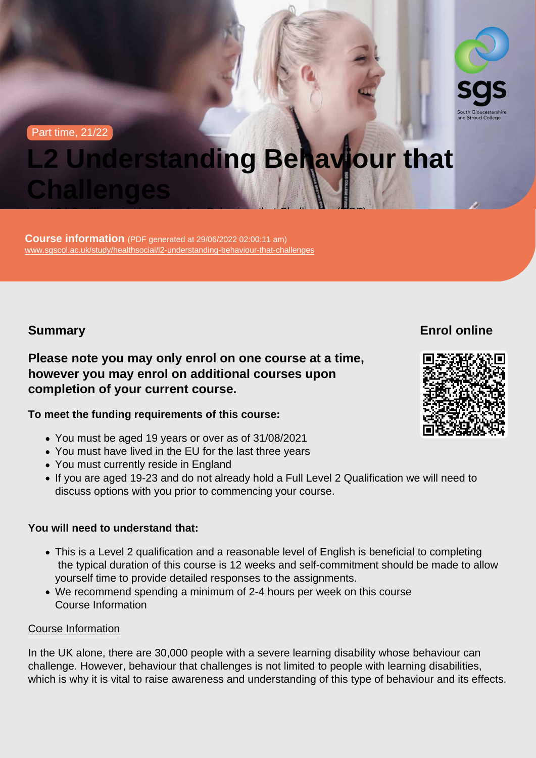Part time, 21/22

# L2 Understanding Behaviour that Challenges

Level 2 Certificate in Understanding Behaviour that Challenges (RQF)

**Course information** (PDF generated at 29/06/2022 02:00:11 am)
www.sgscol.ac.uk/study/healthsocial/l2-understanding-behaviour-that-challenges

## Summary

**Please note you may only enrol on one course at a time, however you may enrol on additional courses upon completion of your current course.**

**To meet the funding requirements of this course:**

- You must be aged 19 years or over as of 31/08/2021
- You must have lived in the EU for the last three years
- You must currently reside in England
- If you are aged 19-23 and do not already hold a Full Level 2 Qualification we will need to discuss options with you prior to commencing your course.

**You will need to understand that:**

- This is a Level 2 qualification and a reasonable level of English is beneficial to completing the typical duration of this course is 12 weeks and self-commitment should be made to allow yourself time to provide detailed responses to the assignments.
- We recommend spending a minimum of 2-4 hours per week on this course Course Information

Course Information

In the UK alone, there are 30,000 people with a severe learning disability whose behaviour can challenge. However, behaviour that challenges is not limited to people with learning disabilities, which is why it is vital to raise awareness and understanding of this type of behaviour and its effects.

## Enrol online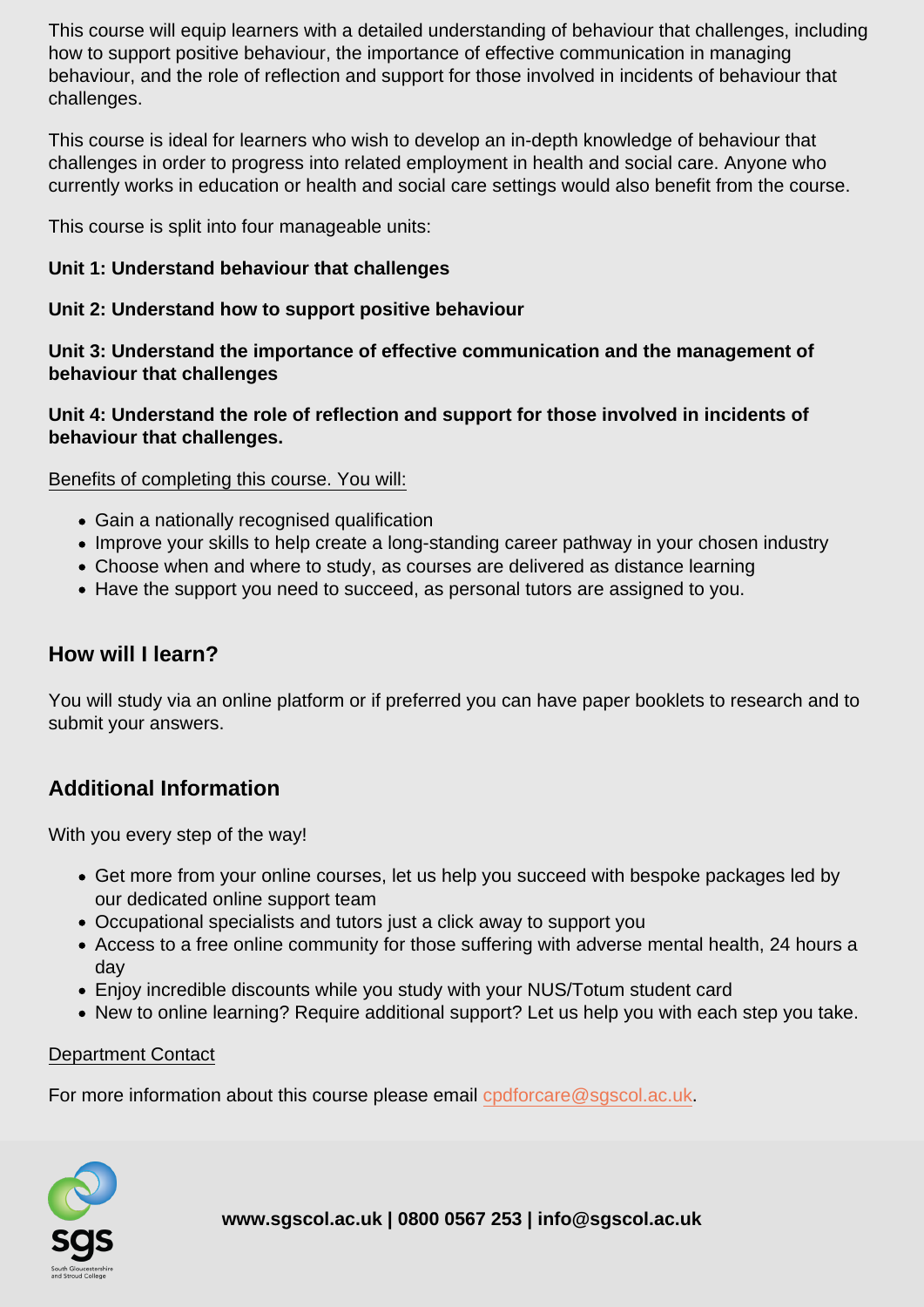This course will equip learners with a detailed understanding of behaviour that challenges, including how to support positive behaviour, the importance of effective communication in managing behaviour, and the role of reflection and support for those involved in incidents of behaviour that challenges.

This course is ideal for learners who wish to develop an in-depth knowledge of behaviour that challenges in order to progress into related employment in health and social care. Anyone who currently works in education or health and social care settings would also benefit from the course.

This course is split into four manageable units:

**Unit 1: Understand behaviour that challenges**

**Unit 2: Understand how to support positive behaviour**

**Unit 3: Understand the importance of effective communication and the management of behaviour that challenges**

**Unit 4: Understand the role of reflection and support for those involved in incidents of behaviour that challenges.**

Benefits of completing this course. You will:

- Gain a nationally recognised qualification
- Improve your skills to help create a long-standing career pathway in your chosen industry
- Choose when and where to study, as courses are delivered as distance learning
- Have the support you need to succeed, as personal tutors are assigned to you.

## How will I learn?

You will study via an online platform or if preferred you can have paper booklets to research and to submit your answers.

## Additional Information

With you every step of the way!

- Get more from your online courses, let us help you succeed with bespoke packages led by our dedicated online support team
- Occupational specialists and tutors just a click away to support you
- Access to a free online community for those suffering with adverse mental health, 24 hours a day
- Enjoy incredible discounts while you study with your NUS/Totum student card
- New to online learning? Require additional support? Let us help you with each step you take.

Department Contact

For more information about this course please email cpdforcare@sgscol.ac.uk.

sgs
South Gloucestershire and Stroud College

**www.sgscol.ac.uk | 0800 0567 253 | info@sgscol.ac.uk**